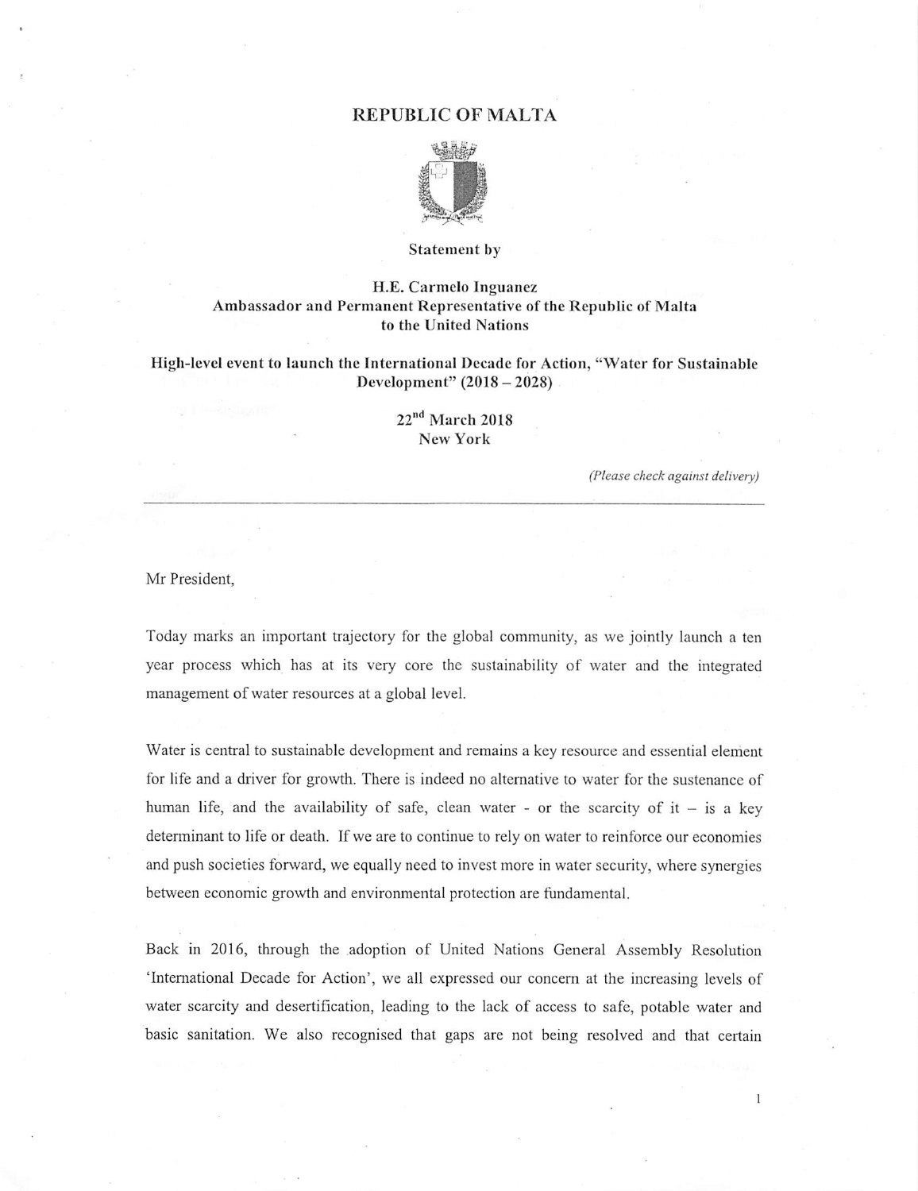# REPUBLIC OF MALTA

**Statement by**

**H.E. Carmelo Inguanez**
**Ambassador and Permanent Representative of the Republic of Malta to the United Nations**

**High-level event to launch the International Decade for Action, "Water for Sustainable Development" (2018 – 2028)**

**22nd March 2018**
**New York**

*(Please check against delivery)*

---

Mr President,

Today marks an important trajectory for the global community, as we jointly launch a ten year process which has at its very core the sustainability of water and the integrated management of water resources at a global level.

Water is central to sustainable development and remains a key resource and essential element for life and a driver for growth. There is indeed no alternative to water for the sustenance of human life, and the availability of safe, clean water - or the scarcity of it – is a key determinant to life or death. If we are to continue to rely on water to reinforce our economies and push societies forward, we equally need to invest more in water security, where synergies between economic growth and environmental protection are fundamental.

Back in 2016, through the adoption of United Nations General Assembly Resolution 'International Decade for Action', we all expressed our concern at the increasing levels of water scarcity and desertification, leading to the lack of access to safe, potable water and basic sanitation. We also recognised that gaps are not being resolved and that certain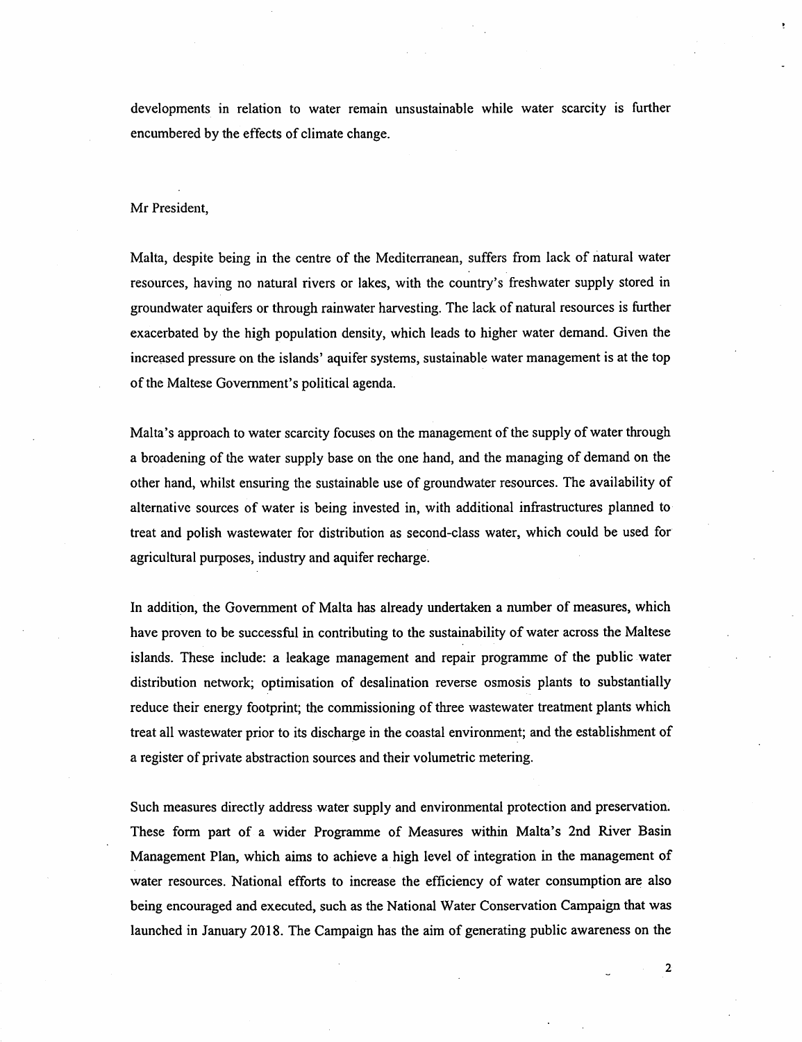developments in relation to water remain unsustainable while water scarcity is further encumbered by the effects of climate change.

Mr President,

Malta, despite being in the centre of the Mediterranean, suffers from lack of natural water resources, having no natural rivers or lakes, with the country's freshwater supply stored in groundwater aquifers or through rainwater harvesting. The lack of natural resources is further exacerbated by the high population density, which leads to higher water demand. Given the increased pressure on the islands' aquifer systems, sustainable water management is at the top of the Maltese Government's political agenda.

Malta's approach to water scarcity focuses on the management of the supply of water through a broadening of the water supply base on the one hand, and the managing of demand on the other hand, whilst ensuring the sustainable use of groundwater resources. The availability of alternative sources of water is being invested in, with additional infrastructures planned to treat and polish wastewater for distribution as second-class water, which could be used for agricultural purposes, industry and aquifer recharge.

In addition, the Government of Malta has already undertaken a number of measures, which have proven to be successful in contributing to the sustainability of water across the Maltese islands. These include: a leakage management and repair programme of the public water distribution network; optimisation of desalination reverse osmosis plants to substantially reduce their energy footprint; the commissioning of three wastewater treatment plants which treat all wastewater prior to its discharge in the coastal environment; and the establishment of a register of private abstraction sources and their volumetric metering.

Such measures directly address water supply and environmental protection and preservation. These form part of a wider Programme of Measures within Malta's 2nd River Basin Management Plan, which aims to achieve a high level of integration in the management of water resources. National efforts to increase the efficiency of water consumption are also being encouraged and executed, such as the National Water Conservation Campaign that was launched in January 2018. The Campaign has the aim of generating public awareness on the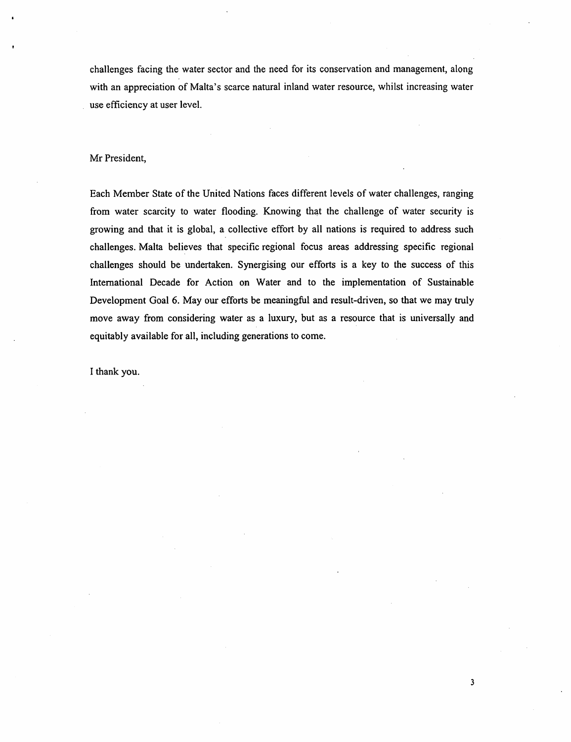challenges facing the water sector and the need for its conservation and management, along with an appreciation of Malta's scarce natural inland water resource, whilst increasing water use efficiency at user level.

Mr President,

Each Member State of the United Nations faces different levels of water challenges, ranging from water scarcity to water flooding. Knowing that the challenge of water security is growing and that it is global, a collective effort by all nations is required to address such challenges. Malta believes that specific regional focus areas addressing specific regional challenges should be undertaken. Synergising our efforts is a key to the success of this International Decade for Action on Water and to the implementation of Sustainable Development Goal 6. May our efforts be meaningful and result-driven, so that we may truly move away from considering water as a luxury, but as a resource that is universally and equitably available for all, including generations to come.

I thank you.